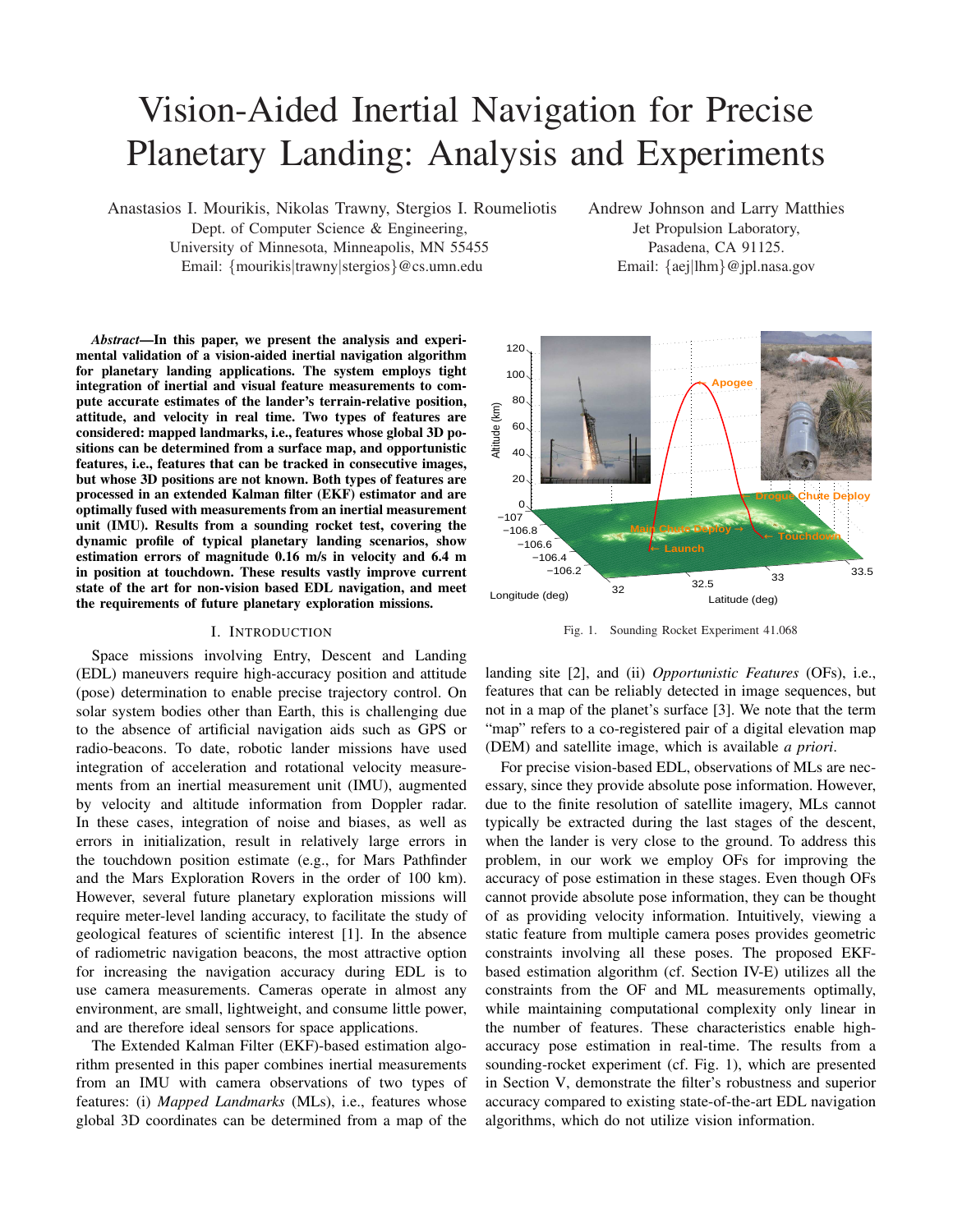# Vision-Aided Inertial Navigation for Precise Planetary Landing: Analysis and Experiments

Anastasios I. Mourikis, Nikolas Trawny, Stergios I. Roumeliotis
Dept. of Computer Science & Engineering,
University of Minnesota, Minneapolis, MN 55455
Email: {mourikis|trawny|stergios}@cs.umn.edu

Andrew Johnson and Larry Matthies
Jet Propulsion Laboratory,
Pasadena, CA 91125.
Email: {aej|lhm}@jpl.nasa.gov

***Abstract*—In this paper, we present the analysis and experimental validation of a vision-aided inertial navigation algorithm for planetary landing applications. The system employs tight integration of inertial and visual feature measurements to compute accurate estimates of the lander's terrain-relative position, attitude, and velocity in real time. Two types of features are considered: mapped landmarks, i.e., features whose global 3D positions can be determined from a surface map, and opportunistic features, i.e., features that can be tracked in consecutive images, but whose 3D positions are not known. Both types of features are processed in an extended Kalman filter (EKF) estimator and are optimally fused with measurements from an inertial measurement unit (IMU). Results from a sounding rocket test, covering the dynamic profile of typical planetary landing scenarios, show estimation errors of magnitude 0.16 m/s in velocity and 6.4 m in position at touchdown. These results vastly improve current state of the art for non-vision based EDL navigation, and meet the requirements of future planetary exploration missions.**

## I. Introduction

Space missions involving Entry, Descent and Landing (EDL) maneuvers require high-accuracy position and attitude (pose) determination to enable precise trajectory control. On solar system bodies other than Earth, this is challenging due to the absence of artificial navigation aids such as GPS or radio-beacons. To date, robotic lander missions have used integration of acceleration and rotational velocity measurements from an inertial measurement unit (IMU), augmented by velocity and altitude information from Doppler radar. In these cases, integration of noise and biases, as well as errors in initialization, result in relatively large errors in the touchdown position estimate (e.g., for Mars Pathfinder and the Mars Exploration Rovers in the order of 100 km). However, several future planetary exploration missions will require meter-level landing accuracy, to facilitate the study of geological features of scientific interest [1]. In the absence of radiometric navigation beacons, the most attractive option for increasing the navigation accuracy during EDL is to use camera measurements. Cameras operate in almost any environment, are small, lightweight, and consume little power, and are therefore ideal sensors for space applications.

The Extended Kalman Filter (EKF)-based estimation algorithm presented in this paper combines inertial measurements from an IMU with camera observations of two types of features: (i) *Mapped Landmarks* (MLs), i.e., features whose global 3D coordinates can be determined from a map of the landing site [2], and (ii) *Opportunistic Features* (OFs), i.e., features that can be reliably detected in image sequences, but not in a map of the planet's surface [3]. We note that the term "map" refers to a co-registered pair of a digital elevation map (DEM) and satellite image, which is available *a priori*.

Fig. 1. Sounding Rocket Experiment 41.068

For precise vision-based EDL, observations of MLs are necessary, since they provide absolute pose information. However, due to the finite resolution of satellite imagery, MLs cannot typically be extracted during the last stages of the descent, when the lander is very close to the ground. To address this problem, in our work we employ OFs for improving the accuracy of pose estimation in these stages. Even though OFs cannot provide absolute pose information, they can be thought of as providing velocity information. Intuitively, viewing a static feature from multiple camera poses provides geometric constraints involving all these poses. The proposed EKF-based estimation algorithm (cf. Section IV-E) utilizes all the constraints from the OF and ML measurements optimally, while maintaining computational complexity only linear in the number of features. These characteristics enable high-accuracy pose estimation in real-time. The results from a sounding-rocket experiment (cf. Fig. 1), which are presented in Section V, demonstrate the filter's robustness and superior accuracy compared to existing state-of-the-art EDL navigation algorithms, which do not utilize vision information.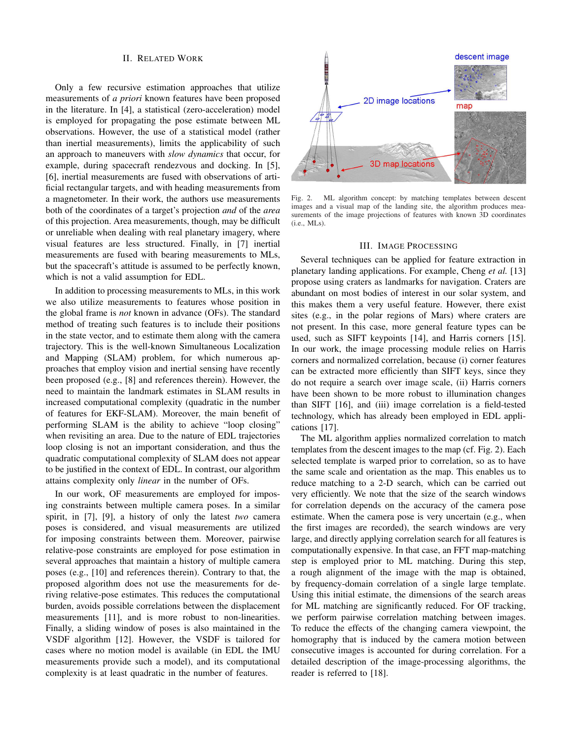## II. Related Work

Only a few recursive estimation approaches that utilize measurements of *a priori* known features have been proposed in the literature. In [4], a statistical (zero-acceleration) model is employed for propagating the pose estimate between ML observations. However, the use of a statistical model (rather than inertial measurements), limits the applicability of such an approach to maneuvers with *slow dynamics* that occur, for example, during spacecraft rendezvous and docking. In [5], [6], inertial measurements are fused with observations of artificial rectangular targets, and with heading measurements from a magnetometer. In their work, the authors use measurements both of the coordinates of a target's projection *and* of the *area* of this projection. Area measurements, though, may be difficult or unreliable when dealing with real planetary imagery, where visual features are less structured. Finally, in [7] inertial measurements are fused with bearing measurements to MLs, but the spacecraft's attitude is assumed to be perfectly known, which is not a valid assumption for EDL.

In addition to processing measurements to MLs, in this work we also utilize measurements to features whose position in the global frame is *not* known in advance (OFs). The standard method of treating such features is to include their positions in the state vector, and to estimate them along with the camera trajectory. This is the well-known Simultaneous Localization and Mapping (SLAM) problem, for which numerous approaches that employ vision and inertial sensing have recently been proposed (e.g., [8] and references therein). However, the need to maintain the landmark estimates in SLAM results in increased computational complexity (quadratic in the number of features for EKF-SLAM). Moreover, the main benefit of performing SLAM is the ability to achieve "loop closing" when revisiting an area. Due to the nature of EDL trajectories loop closing is not an important consideration, and thus the quadratic computational complexity of SLAM does not appear to be justified in the context of EDL. In contrast, our algorithm attains complexity only *linear* in the number of OFs.

In our work, OF measurements are employed for imposing constraints between multiple camera poses. In a similar spirit, in [7], [9], a history of only the latest *two* camera poses is considered, and visual measurements are utilized for imposing constraints between them. Moreover, pairwise relative-pose constraints are employed for pose estimation in several approaches that maintain a history of multiple camera poses (e.g., [10] and references therein). Contrary to that, the proposed algorithm does not use the measurements for deriving relative-pose estimates. This reduces the computational burden, avoids possible correlations between the displacement measurements [11], and is more robust to non-linearities. Finally, a sliding window of poses is also maintained in the VSDF algorithm [12]. However, the VSDF is tailored for cases where no motion model is available (in EDL the IMU measurements provide such a model), and its computational complexity is at least quadratic in the number of features.

descent image

2D image locations

map

3D map locations

Fig. 2. ML algorithm concept: by matching templates between descent images and a visual map of the landing site, the algorithm produces measurements of the image projections of features with known 3D coordinates (i.e., MLs).

## III. Image Processing

Several techniques can be applied for feature extraction in planetary landing applications. For example, Cheng *et al.* [13] propose using craters as landmarks for navigation. Craters are abundant on most bodies of interest in our solar system, and this makes them a very useful feature. However, there exist sites (e.g., in the polar regions of Mars) where craters are not present. In this case, more general feature types can be used, such as SIFT keypoints [14], and Harris corners [15]. In our work, the image processing module relies on Harris corners and normalized correlation, because (i) corner features can be extracted more efficiently than SIFT keys, since they do not require a search over image scale, (ii) Harris corners have been shown to be more robust to illumination changes than SIFT [16], and (iii) image correlation is a field-tested technology, which has already been employed in EDL applications [17].

The ML algorithm applies normalized correlation to match templates from the descent images to the map (cf. Fig. 2). Each selected template is warped prior to correlation, so as to have the same scale and orientation as the map. This enables us to reduce matching to a 2-D search, which can be carried out very efficiently. We note that the size of the search windows for correlation depends on the accuracy of the camera pose estimate. When the camera pose is very uncertain (e.g., when the first images are recorded), the search windows are very large, and directly applying correlation search for all features is computationally expensive. In that case, an FFT map-matching step is employed prior to ML matching. During this step, a rough alignment of the image with the map is obtained, by frequency-domain correlation of a single large template. Using this initial estimate, the dimensions of the search areas for ML matching are significantly reduced. For OF tracking, we perform pairwise correlation matching between images. To reduce the effects of the changing camera viewpoint, the homography that is induced by the camera motion between consecutive images is accounted for during correlation. For a detailed description of the image-processing algorithms, the reader is referred to [18].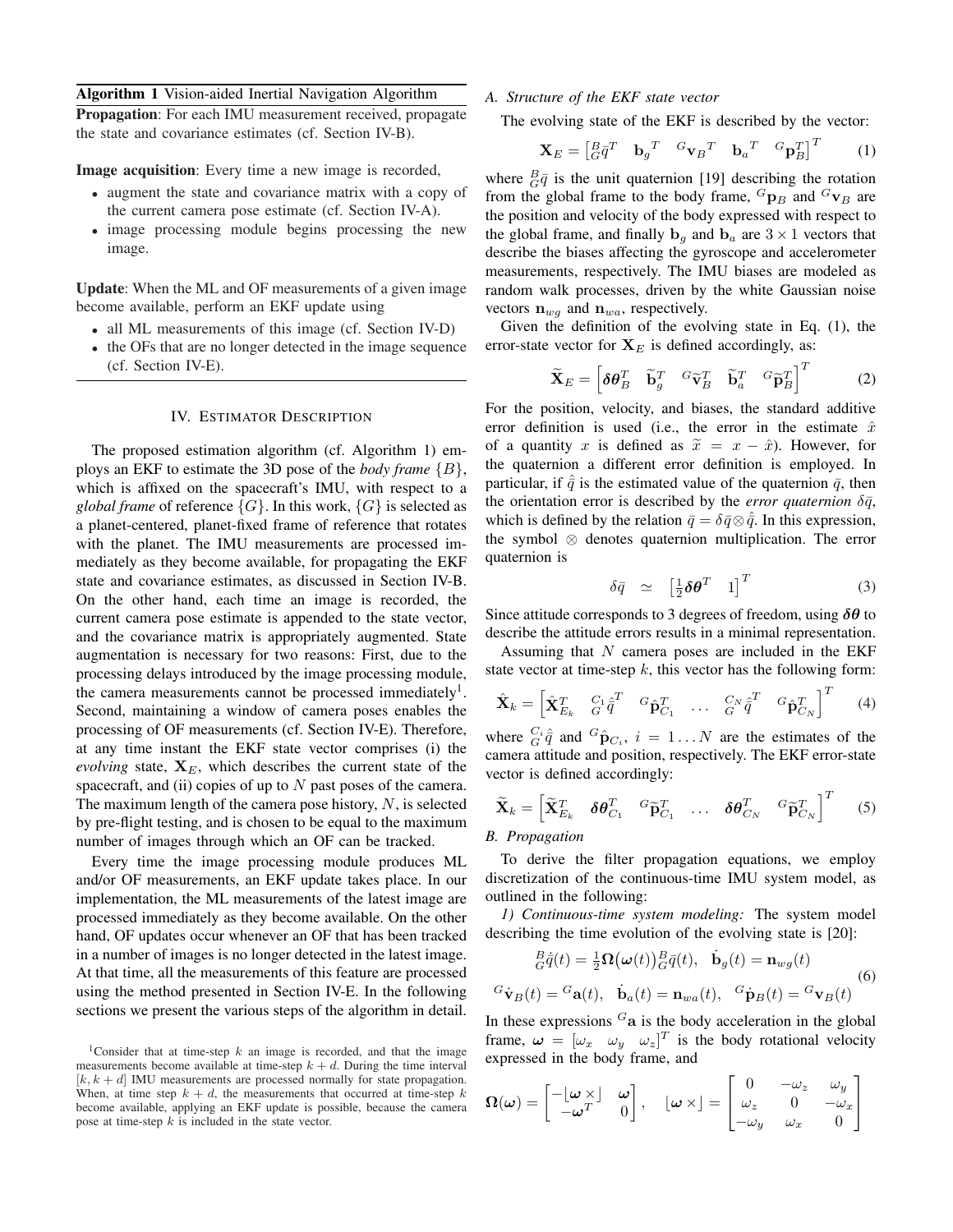**Algorithm 1** Vision-aided Inertial Navigation Algorithm

**Propagation**: For each IMU measurement received, propagate the state and covariance estimates (cf. Section IV-B).

**Image acquisition**: Every time a new image is recorded,

- augment the state and covariance matrix with a copy of the current camera pose estimate (cf. Section IV-A).
- image processing module begins processing the new image.

**Update**: When the ML and OF measurements of a given image become available, perform an EKF update using

- all ML measurements of this image (cf. Section IV-D)
- the OFs that are no longer detected in the image sequence (cf. Section IV-E).

## IV. Estimator Description

The proposed estimation algorithm (cf. Algorithm 1) employs an EKF to estimate the 3D pose of the *body frame* $\{B\}$, which is affixed on the spacecraft's IMU, with respect to a *global frame* of reference $\{G\}$. In this work, $\{G\}$ is selected as a planet-centered, planet-fixed frame of reference that rotates with the planet. The IMU measurements are processed immediately as they become available, for propagating the EKF state and covariance estimates, as discussed in Section IV-B. On the other hand, each time an image is recorded, the current camera pose estimate is appended to the state vector, and the covariance matrix is appropriately augmented. State augmentation is necessary for two reasons: First, due to the processing delays introduced by the image processing module, the camera measurements cannot be processed immediately[1]. Second, maintaining a window of camera poses enables the processing of OF measurements (cf. Section IV-E). Therefore, at any time instant the EKF state vector comprises (i) the *evolving* state, $\mathbf{X}_E$, which describes the current state of the spacecraft, and (ii) copies of up to $N$ past poses of the camera. The maximum length of the camera pose history, $N$, is selected by pre-flight testing, and is chosen to be equal to the maximum number of images through which an OF can be tracked.

Every time the image processing module produces ML and/or OF measurements, an EKF update takes place. In our implementation, the ML measurements of the latest image are processed immediately as they become available. On the other hand, OF updates occur whenever an OF that has been tracked in a number of images is no longer detected in the latest image. At that time, all the measurements of this feature are processed using the method presented in Section IV-E. In the following sections we present the various steps of the algorithm in detail.

[1]Consider that at time-step $k$ an image is recorded, and that the image measurements become available at time-step $k+d$. During the time interval $[k, k+d]$ IMU measurements are processed normally for state propagation. When, at time step $k+d$, the measurements that occurred at time-step $k$ become available, applying an EKF update is possible, because the camera pose at time-step $k$ is included in the state vector.

### A. Structure of the EKF state vector

The evolving state of the EKF is described by the vector:

$$\mathbf{X}_E = \begin{bmatrix} {}^B_G\bar{q}^T & \mathbf{b}_g{}^T & {}^G\mathbf{v}_B{}^T & \mathbf{b}_a{}^T & {}^G\mathbf{p}_B^T \end{bmatrix}^T \tag{1}$$

where ${}^B_G\bar{q}$ is the unit quaternion [19] describing the rotation from the global frame to the body frame, ${}^G\mathbf{p}_B$ and ${}^G\mathbf{v}_B$ are the position and velocity of the body expressed with respect to the global frame, and finally $\mathbf{b}_g$ and $\mathbf{b}_a$ are $3\times 1$ vectors that describe the biases affecting the gyroscope and accelerometer measurements, respectively. The IMU biases are modeled as random walk processes, driven by the white Gaussian noise vectors $\mathbf{n}_{wg}$ and $\mathbf{n}_{wa}$, respectively.

Given the definition of the evolving state in Eq. (1), the error-state vector for $\mathbf{X}_E$ is defined accordingly, as:

$$\widetilde{\mathbf{X}}_E = \begin{bmatrix} \boldsymbol{\delta\theta}_B^T & \widetilde{\mathbf{b}}_g^T & {}^G\widetilde{\mathbf{v}}_B^T & \widetilde{\mathbf{b}}_a^T & {}^G\widetilde{\mathbf{p}}_B^T \end{bmatrix}^T \tag{2}$$

For the position, velocity, and biases, the standard additive error definition is used (i.e., the error in the estimate $\hat{x}$ of a quantity $x$ is defined as $\widetilde{x} = x - \hat{x}$). However, for the quaternion a different error definition is employed. In particular, if $\hat{\bar{q}}$ is the estimated value of the quaternion $\bar{q}$, then the orientation error is described by the *error quaternion* $\delta\bar{q}$, which is defined by the relation $\bar{q} = \delta\bar{q} \otimes \hat{\bar{q}}$. In this expression, the symbol $\otimes$ denotes quaternion multiplication. The error quaternion is

$$\delta\bar{q} \;\; \simeq \;\; \begin{bmatrix} \frac{1}{2}\boldsymbol{\delta\theta}^T & 1 \end{bmatrix}^T \tag{3}$$

Since attitude corresponds to 3 degrees of freedom, using $\boldsymbol{\delta\theta}$ to describe the attitude errors results in a minimal representation.

Assuming that $N$ camera poses are included in the EKF state vector at time-step $k$, this vector has the following form:

$$\hat{\mathbf{X}}_k = \begin{bmatrix} \hat{\mathbf{X}}_{E_k}^T & {}^{C_1}_G\hat{\bar{q}}^T & {}^G\hat{\mathbf{p}}_{C_1}^T & \ldots & {}^{C_N}_G\hat{\bar{q}}^T & {}^G\hat{\mathbf{p}}_{C_N}^T \end{bmatrix}^T \tag{4}$$

where ${}^{C_i}_G\hat{\bar{q}}$ and ${}^G\hat{\mathbf{p}}_{C_i}$, $i = 1\ldots N$ are the estimates of the camera attitude and position, respectively. The EKF error-state vector is defined accordingly:

$$\widetilde{\mathbf{X}}_k = \begin{bmatrix} \widetilde{\mathbf{X}}_{E_k}^T & \boldsymbol{\delta\theta}_{C_1}^T & {}^G\widetilde{\mathbf{p}}_{C_1}^T & \ldots & \boldsymbol{\delta\theta}_{C_N}^T & {}^G\widetilde{\mathbf{p}}_{C_N}^T \end{bmatrix}^T \tag{5}$$

### B. Propagation

To derive the filter propagation equations, we employ discretization of the continuous-time IMU system model, as outlined in the following:

*1) Continuous-time system modeling:* The system model describing the time evolution of the evolving state is [20]:

$$\begin{gathered} {}^B_G\dot{\bar{q}}(t) = \tfrac{1}{2}\boldsymbol{\Omega}\big(\boldsymbol{\omega}(t)\big){}^B_G\bar{q}(t), \quad \dot{\mathbf{b}}_g(t) = \mathbf{n}_{wg}(t) \\ {}^G\dot{\mathbf{v}}_B(t) = {}^G\mathbf{a}(t), \quad \dot{\mathbf{b}}_a(t) = \mathbf{n}_{wa}(t), \quad {}^G\dot{\mathbf{p}}_B(t) = {}^G\mathbf{v}_B(t) \end{gathered} \tag{6}$$

In these expressions ${}^G\mathbf{a}$ is the body acceleration in the global frame, $\boldsymbol{\omega} = \begin{bmatrix} \omega_x & \omega_y & \omega_z \end{bmatrix}^T$ is the body rotational velocity expressed in the body frame, and

$$\boldsymbol{\Omega}(\boldsymbol{\omega}) = \begin{bmatrix} -\lfloor \boldsymbol{\omega}\times\rfloor & \boldsymbol{\omega} \\ -\boldsymbol{\omega}^T & 0 \end{bmatrix}, \quad \lfloor \boldsymbol{\omega}\times\rfloor = \begin{bmatrix} 0 & -\omega_z & \omega_y \\ \omega_z & 0 & -\omega_x \\ -\omega_y & \omega_x & 0 \end{bmatrix}$$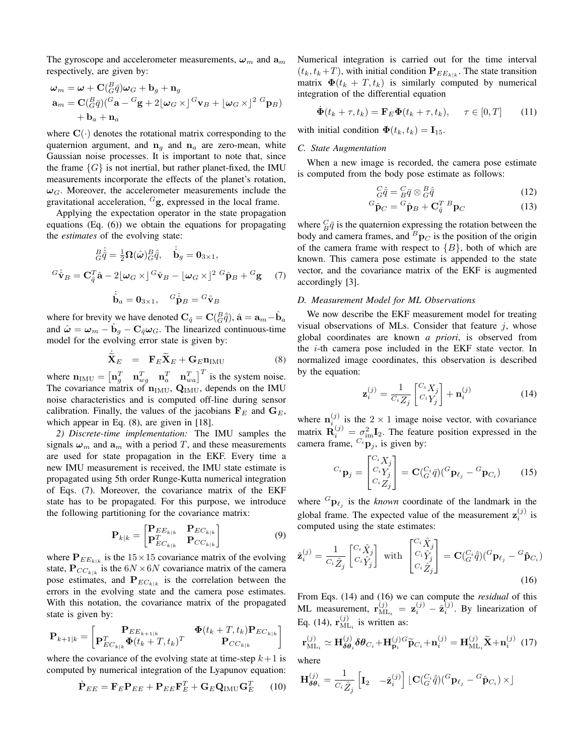The gyroscope and accelerometer measurements, $\boldsymbol{\omega}_m$ and $\mathbf{a}_m$ respectively, are given by:

$$
\begin{aligned}
\boldsymbol{\omega}_m &= \boldsymbol{\omega} + \mathbf{C}({}^B_G\bar{q})\boldsymbol{\omega}_G + \mathbf{b}_g + \mathbf{n}_g \\
\mathbf{a}_m &= \mathbf{C}({}^B_G\bar{q})({}^G\mathbf{a} - {}^G\mathbf{g} + 2\lfloor\boldsymbol{\omega}_G \times\rfloor {}^G\mathbf{v}_B + \lfloor\boldsymbol{\omega}_G \times\rfloor^2\, {}^G\mathbf{p}_B) \\
&\quad + \mathbf{b}_a + \mathbf{n}_a
\end{aligned}
$$

where $\mathbf{C}(\cdot)$ denotes the rotational matrix corresponding to the quaternion argument, and $\mathbf{n}_g$ and $\mathbf{n}_a$ are zero-mean, white Gaussian noise processes. It is important to note that, since the frame $\{G\}$ is not inertial, but rather planet-fixed, the IMU measurements incorporate the effects of the planet's rotation, $\boldsymbol{\omega}_G$. Moreover, the accelerometer measurements include the gravitational acceleration, ${}^G\mathbf{g}$, expressed in the local frame.

Applying the expectation operator in the state propagation equations (Eq. (6)) we obtain the equations for propagating the *estimates* of the evolving state:

$$
\begin{gathered}
{}^B_G\dot{\hat{\bar{q}}} = \tfrac{1}{2}\boldsymbol{\Omega}(\hat{\boldsymbol{\omega}}){}^B_G\hat{\bar{q}}, \quad \dot{\hat{\mathbf{b}}}_g = \mathbf{0}_{3\times 1}, \\
{}^G\dot{\hat{\mathbf{v}}}_B = \mathbf{C}_{\hat{q}}^T\hat{\mathbf{a}} - 2\lfloor\boldsymbol{\omega}_G \times\rfloor {}^G\hat{\mathbf{v}}_B - \lfloor\boldsymbol{\omega}_G \times\rfloor^2\, {}^G\hat{\mathbf{p}}_B + {}^G\mathbf{g} \qquad (7) \\
\dot{\hat{\mathbf{b}}}_a = \mathbf{0}_{3\times 1}, \quad {}^G\dot{\hat{\mathbf{p}}}_B = {}^G\hat{\mathbf{v}}_B
\end{gathered}
$$

where for brevity we have denoted $\mathbf{C}_{\hat{q}} = \mathbf{C}({}^B_G\hat{\bar{q}})$, $\hat{\mathbf{a}} = \mathbf{a}_m - \hat{\mathbf{b}}_a$ and $\hat{\boldsymbol{\omega}} = \boldsymbol{\omega}_m - \hat{\mathbf{b}}_g - \mathbf{C}_{\hat{q}}\boldsymbol{\omega}_G$. The linearized continuous-time model for the evolving error state is given by:

$$
\dot{\widetilde{\mathbf{X}}}_E = \mathbf{F}_E\widetilde{\mathbf{X}}_E + \mathbf{G}_E\mathbf{n}_{\text{IMU}} \qquad (8)
$$

where $\mathbf{n}_{\text{IMU}} = \begin{bmatrix}\mathbf{n}_g^T & \mathbf{n}_{wg}^T & \mathbf{n}_a^T & \mathbf{n}_{wa}^T\end{bmatrix}^T$ is the system noise. The covariance matrix of $\mathbf{n}_{\text{IMU}}$, $\mathbf{Q}_{\text{IMU}}$, depends on the IMU noise characteristics and is computed off-line during sensor calibration. Finally, the values of the jacobians $\mathbf{F}_E$ and $\mathbf{G}_E$, which appear in Eq. (8), are given in [18].

*2) Discrete-time implementation:* The IMU samples the signals $\boldsymbol{\omega}_m$ and $\mathbf{a}_m$ with a period $T$, and these measurements are used for state propagation in the EKF. Every time a new IMU measurement is received, the IMU state estimate is propagated using 5th order Runge-Kutta numerical integration of Eqs. (7). Moreover, the covariance matrix of the EKF state has to be propagated. For this purpose, we introduce the following partitioning for the covariance matrix:

$$
\mathbf{P}_{k|k} = \begin{bmatrix}\mathbf{P}_{EE_{k|k}} & \mathbf{P}_{EC_{k|k}} \\ \mathbf{P}_{EC_{k|k}}^T & \mathbf{P}_{CC_{k|k}}\end{bmatrix} \qquad (9)
$$

where $\mathbf{P}_{EE_{k|k}}$ is the $15\times 15$ covariance matrix of the evolving state, $\mathbf{P}_{CC_{k|k}}$ is the $6N\times 6N$ covariance matrix of the camera pose estimates, and $\mathbf{P}_{EC_{k|k}}$ is the correlation between the errors in the evolving state and the camera pose estimates. With this notation, the covariance matrix of the propagated state is given by:

$$
\mathbf{P}_{k+1|k} = \begin{bmatrix}\mathbf{P}_{EE_{k+1|k}} & \boldsymbol{\Phi}(t_k+T,t_k)\mathbf{P}_{EC_{k|k}} \\ \mathbf{P}_{EC_{k|k}}^T\boldsymbol{\Phi}(t_k+T,t_k)^T & \mathbf{P}_{CC_{k|k}}\end{bmatrix}
$$

where the covariance of the evolving state at time-step $k+1$ is computed by numerical integration of the Lyapunov equation:

$$
\dot{\mathbf{P}}_{EE} = \mathbf{F}_E\mathbf{P}_{EE} + \mathbf{P}_{EE}\mathbf{F}_E^T + \mathbf{G}_E\mathbf{Q}_{\text{IMU}}\mathbf{G}_E^T \qquad (10)
$$

Numerical integration is carried out for the time interval $(t_k, t_k+T)$, with initial condition $\mathbf{P}_{EE_{k|k}}$. The state transition matrix $\boldsymbol{\Phi}(t_k+T, t_k)$ is similarly computed by numerical integration of the differential equation

$$
\dot{\boldsymbol{\Phi}}(t_k+\tau, t_k) = \mathbf{F}_E\boldsymbol{\Phi}(t_k+\tau, t_k), \qquad \tau\in[0,T] \qquad (11)
$$

with initial condition $\boldsymbol{\Phi}(t_k, t_k) = \mathbf{I}_{15}$.

### C. State Augmentation

When a new image is recorded, the camera pose estimate is computed from the body pose estimate as follows:

$$
{}^C_G\hat{\bar{q}} = {}^C_B\bar{q} \otimes {}^B_G\hat{\bar{q}} \qquad (12)
$$

$$
{}^G\hat{\mathbf{p}}_C = {}^G\hat{\mathbf{p}}_B + \mathbf{C}_{\hat{q}}^T\, {}^B\mathbf{p}_C \qquad (13)
$$

where ${}^C_B\bar{q}$ is the quaternion expressing the rotation between the body and camera frames, and ${}^B\mathbf{p}_C$ is the position of the origin of the camera frame with respect to $\{B\}$, both of which are known. This camera pose estimate is appended to the state vector, and the covariance matrix of the EKF is augmented accordingly [3].

### D. Measurement Model for ML Observations

We now describe the EKF measurement model for treating visual observations of MLs. Consider that feature $j$, whose global coordinates are known *a priori*, is observed from the $i$-th camera pose included in the EKF state vector. In normalized image coordinates, this observation is described by the equation:

$$
\mathbf{z}_i^{(j)} = \frac{1}{{}^{C_i}Z_j}\begin{bmatrix}{}^{C_i}X_j \\ {}^{C_i}Y_j\end{bmatrix} + \mathbf{n}_i^{(j)} \qquad (14)
$$

where $\mathbf{n}_i^{(j)}$ is the $2\times 1$ image noise vector, with covariance matrix $\mathbf{R}_i^{(j)} = \sigma_{\text{im}}^2\mathbf{I}_2$. The feature position expressed in the camera frame, ${}^{C_i}\mathbf{p}_j$, is given by:

$$
{}^{C_i}\mathbf{p}_j = \begin{bmatrix}{}^{C_i}X_j \\ {}^{C_i}Y_j \\ {}^{C_i}Z_j\end{bmatrix} = \mathbf{C}({}^{C_i}_G\bar{q})({}^G\mathbf{p}_{\ell_j} - {}^G\mathbf{p}_{C_i}) \qquad (15)
$$

where ${}^G\mathbf{p}_{\ell_j}$ is the *known* coordinate of the landmark in the global frame. The expected value of the measurement $\mathbf{z}_i^{(j)}$ is computed using the state estimates:

$$
\hat{\mathbf{z}}_i^{(j)} = \frac{1}{{}^{C_i}\hat{Z}_j}\begin{bmatrix}{}^{C_i}\hat{X}_j \\ {}^{C_i}\hat{Y}_j\end{bmatrix} \;\text{ with }\; \begin{bmatrix}{}^{C_i}\hat{X}_j \\ {}^{C_i}\hat{Y}_j \\ {}^{C_i}\hat{Z}_j\end{bmatrix} = \mathbf{C}({}^{C_i}_G\hat{\bar{q}})({}^G\mathbf{p}_{\ell_j} - {}^G\hat{\mathbf{p}}_{C_i}) \qquad (16)
$$

From Eqs. (14) and (16) we can compute the *residual* of this ML measurement, $\mathbf{r}_{\text{ML}_i}^{(j)} = \mathbf{z}_i^{(j)} - \hat{\mathbf{z}}_i^{(j)}$. By linearization of Eq. (14), $\mathbf{r}_{\text{ML}_i}^{(j)}$ is written as:

$$
\mathbf{r}_{\text{ML}_i}^{(j)} \simeq \mathbf{H}_{\delta\boldsymbol{\theta}_i}^{(j)}\delta\boldsymbol{\theta}_{C_i} + \mathbf{H}_{\mathbf{p}_i}^{(j)}\,{}^G\widetilde{\mathbf{p}}_{C_i} + \mathbf{n}_i^{(j)} = \mathbf{H}_{\text{ML}_i}^{(j)}\widetilde{\mathbf{X}} + \mathbf{n}_i^{(j)} \qquad (17)
$$

where

$$
\mathbf{H}_{\delta\boldsymbol{\theta}_i}^{(j)} = \frac{1}{{}^{C_i}\hat{Z}_j}\begin{bmatrix}\mathbf{I}_2 & -\hat{\mathbf{z}}_i^{(j)}\end{bmatrix}\lfloor\mathbf{C}({}^{C_i}_G\hat{\bar{q}})({}^G\mathbf{p}_{\ell_j} - {}^G\hat{\mathbf{p}}_{C_i})\times\rfloor
$$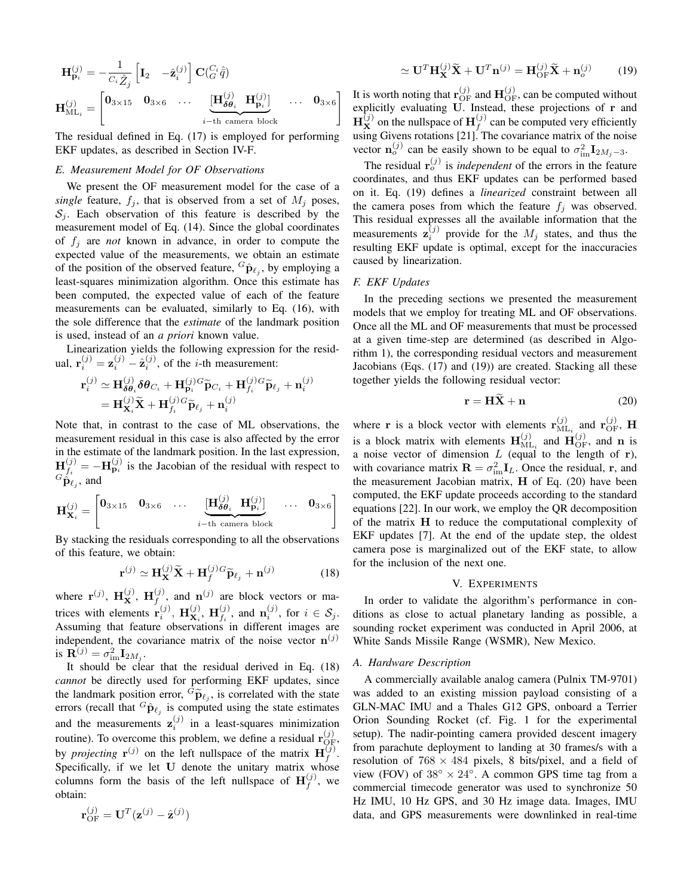$$\mathbf{H}_{\mathbf{p}_i}^{(j)} = -\frac{1}{{}^{C_i}\hat{Z}_j}\begin{bmatrix}\mathbf{I}_2 & -\hat{\mathbf{z}}_i^{(j)}\end{bmatrix}\mathbf{C}({}^{C_i}_{G}\hat{q})$$

$$\mathbf{H}_{\mathrm{ML}_i}^{(j)} = \begin{bmatrix}\mathbf{0}_{3\times 15} & \mathbf{0}_{3\times 6} & \ldots & \underbrace{[\mathbf{H}_{\boldsymbol{\delta\theta}_i}^{(j)} \;\; \mathbf{H}_{\mathbf{p}_i}^{(j)}]}_{i\text{−th camera block}} & \ldots & \mathbf{0}_{3\times 6}\end{bmatrix}$$

The residual defined in Eq. (17) is employed for performing EKF updates, as described in Section IV-F.

### E. Measurement Model for OF Observations

We present the OF measurement model for the case of a *single* feature, $f_j$, that is observed from a set of $M_j$ poses, $\mathcal{S}_j$. Each observation of this feature is described by the measurement model of Eq. (14). Since the global coordinates of $f_j$ are *not* known in advance, in order to compute the expected value of the measurements, we obtain an estimate of the position of the observed feature, ${}^{G}\hat{\mathbf{p}}_{\ell_j}$, by employing a least-squares minimization algorithm. Once this estimate has been computed, the expected value of each of the feature measurements can be evaluated, similarly to Eq. (16), with the sole difference that the *estimate* of the landmark position is used, instead of an *a priori* known value.

Linearization yields the following expression for the residual, $\mathbf{r}_i^{(j)} = \mathbf{z}_i^{(j)} - \hat{\mathbf{z}}_i^{(j)}$, of the $i$-th measurement:

$$\begin{aligned}\mathbf{r}_i^{(j)} &\simeq \mathbf{H}_{\boldsymbol{\delta\theta}_i}^{(j)}\boldsymbol{\delta\theta}_{C_i} + \mathbf{H}_{\mathbf{p}_i}^{(j)}{}^{G}\widetilde{\mathbf{p}}_{C_i} + \mathbf{H}_{f_i}^{(j)}{}^{G}\widetilde{\mathbf{p}}_{\ell_j} + \mathbf{n}_i^{(j)} \\ &= \mathbf{H}_{\mathbf{X}_i}^{(j)}\widetilde{\mathbf{X}} + \mathbf{H}_{f_i}^{(j)}{}^{G}\widetilde{\mathbf{p}}_{\ell_j} + \mathbf{n}_i^{(j)}\end{aligned}$$

Note that, in contrast to the case of ML observations, the measurement residual in this case is also affected by the error in the estimate of the landmark position. In the last expression, $\mathbf{H}_{f_i}^{(j)} = -\mathbf{H}_{\mathbf{p}_i}^{(j)}$ is the Jacobian of the residual with respect to ${}^{G}\hat{\mathbf{p}}_{\ell_j}$, and

$$\mathbf{H}_{\mathbf{X}_i}^{(j)} = \begin{bmatrix}\mathbf{0}_{3\times 15} & \mathbf{0}_{3\times 6} & \ldots & \underbrace{[\mathbf{H}_{\boldsymbol{\delta\theta}_i}^{(j)} \;\; \mathbf{H}_{\mathbf{p}_i}^{(j)}]}_{i\text{−th camera block}} & \ldots & \mathbf{0}_{3\times 6}\end{bmatrix}$$

By stacking the residuals corresponding to all the observations of this feature, we obtain:

$$\mathbf{r}^{(j)} \simeq \mathbf{H}_{\mathbf{X}}^{(j)}\widetilde{\mathbf{X}} + \mathbf{H}_{f}^{(j)}{}^{G}\widetilde{\mathbf{p}}_{\ell_j} + \mathbf{n}^{(j)} \tag{18}$$

where $\mathbf{r}^{(j)}$, $\mathbf{H}_{\mathbf{X}}^{(j)}$, $\mathbf{H}_{f}^{(j)}$, and $\mathbf{n}^{(j)}$ are block vectors or matrices with elements $\mathbf{r}_i^{(j)}$, $\mathbf{H}_{\mathbf{X}_i}^{(j)}$, $\mathbf{H}_{f_i}^{(j)}$, and $\mathbf{n}_i^{(j)}$, for $i \in \mathcal{S}_j$. Assuming that feature observations in different images are independent, the covariance matrix of the noise vector $\mathbf{n}^{(j)}$ is $\mathbf{R}^{(j)} = \sigma_{\mathrm{im}}^2\mathbf{I}_{2M_j}$.

It should be clear that the residual derived in Eq. (18) *cannot* be directly used for performing EKF updates, since the landmark position error, ${}^{G}\widetilde{\mathbf{p}}_{\ell_j}$, is correlated with the state errors (recall that ${}^{G}\hat{\mathbf{p}}_{\ell_j}$ is computed using the state estimates and the measurements $\mathbf{z}_i^{(j)}$ in a least-squares minimization routine). To overcome this problem, we define a residual $\mathbf{r}_{\mathrm{OF}}^{(j)}$, by *projecting* $\mathbf{r}^{(j)}$ on the left nullspace of the matrix $\mathbf{H}_{f}^{(j)}$. Specifically, if we let $\mathbf{U}$ denote the unitary matrix whose columns form the basis of the left nullspace of $\mathbf{H}_{f}^{(j)}$, we obtain:

$$\begin{aligned}\mathbf{r}_{\mathrm{OF}}^{(j)} &= \mathbf{U}^T(\mathbf{z}^{(j)} - \hat{\mathbf{z}}^{(j)}) \\ &\simeq \mathbf{U}^T\mathbf{H}_{\mathbf{X}}^{(j)}\widetilde{\mathbf{X}} + \mathbf{U}^T\mathbf{n}^{(j)} = \mathbf{H}_{\mathrm{OF}}^{(j)}\widetilde{\mathbf{X}} + \mathbf{n}_o^{(j)}\end{aligned} \tag{19}$$

It is worth noting that $\mathbf{r}_{\mathrm{OF}}^{(j)}$ and $\mathbf{H}_{\mathrm{OF}}^{(j)}$, can be computed without explicitly evaluating $\mathbf{U}$. Instead, these projections of $\mathbf{r}$ and $\mathbf{H}_{\mathbf{X}}^{(j)}$ on the nullspace of $\mathbf{H}_{f}^{(j)}$ can be computed very efficiently using Givens rotations [21]. The covariance matrix of the noise vector $\mathbf{n}_o^{(j)}$ can be easily shown to be equal to $\sigma_{\mathrm{im}}^2\mathbf{I}_{2M_j-3}$.

The residual $\mathbf{r}_o^{(j)}$ is *independent* of the errors in the feature coordinates, and thus EKF updates can be performed based on it. Eq. (19) defines a *linearized* constraint between all the camera poses from which the feature $f_j$ was observed. This residual expresses all the available information that the measurements $\mathbf{z}_i^{(j)}$ provide for the $M_j$ states, and thus the resulting EKF update is optimal, except for the inaccuracies caused by linearization.

### F. EKF Updates

In the preceding sections we presented the measurement models that we employ for treating ML and OF observations. Once all the ML and OF measurements that must be processed at a given time-step are determined (as described in Algorithm 1), the corresponding residual vectors and measurement Jacobians (Eqs. (17) and (19)) are created. Stacking all these together yields the following residual vector:

$$\mathbf{r} = \mathbf{H}\widetilde{\mathbf{X}} + \mathbf{n} \tag{20}$$

where $\mathbf{r}$ is a block vector with elements $\mathbf{r}_{\mathrm{ML}_i}^{(j)}$ and $\mathbf{r}_{\mathrm{OF}}^{(j)}$, $\mathbf{H}$ is a block matrix with elements $\mathbf{H}_{\mathrm{ML}_i}^{(j)}$ and $\mathbf{H}_{\mathrm{OF}}^{(j)}$, and $\mathbf{n}$ is a noise vector of dimension $L$ (equal to the length of $\mathbf{r}$), with covariance matrix $\mathbf{R} = \sigma_{\mathrm{im}}^2\mathbf{I}_L$. Once the residual, $\mathbf{r}$, and the measurement Jacobian matrix, $\mathbf{H}$ of Eq. (20) have been computed, the EKF update proceeds according to the standard equations [22]. In our work, we employ the QR decomposition of the matrix $\mathbf{H}$ to reduce the computational complexity of EKF updates [7]. At the end of the update step, the oldest camera pose is marginalized out of the EKF state, to allow for the inclusion of the next one.

## V. Experiments

In order to validate the algorithm's performance in conditions as close to actual planetary landing as possible, a sounding rocket experiment was conducted in April 2006, at White Sands Missile Range (WSMR), New Mexico.

### A. Hardware Description

A commercially available analog camera (Pulnix TM-9701) was added to an existing mission payload consisting of a GLN-MAC IMU and a Thales G12 GPS, onboard a Terrier Orion Sounding Rocket (cf. Fig. 1 for the experimental setup). The nadir-pointing camera provided descent imagery from parachute deployment to landing at 30 frames/s with a resolution of $768 \times 484$ pixels, 8 bits/pixel, and a field of view (FOV) of $38^\circ \times 24^\circ$. A common GPS time tag from a commercial timecode generator was used to synchronize 50 Hz IMU, 10 Hz GPS, and 30 Hz image data. Images, IMU data, and GPS measurements were downlinked in real-time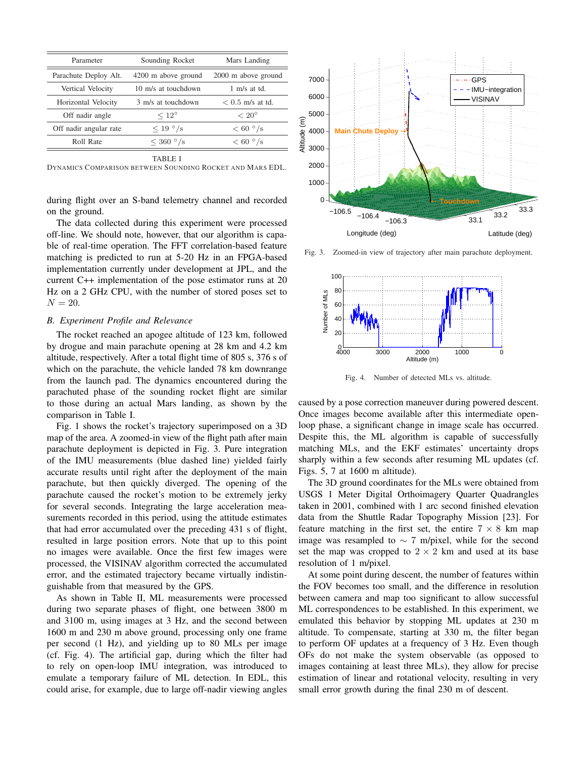| Parameter | Sounding Rocket | Mars Landing |
|---|---|---|
| Parachute Deploy Alt. | 4200 m above ground | 2000 m above ground |
| Vertical Velocity | 10 m/s at touchdown | 1 m/s at td. |
| Horizontal Velocity | 3 m/s at touchdown | $< 0.5$ m/s at td. |
| Off nadir angle | $\leq 12°$ | $< 20°$ |
| Off nadir angular rate | $\leq 19$ °/s | $< 60$ °/s |
| Roll Rate | $\leq 360$ °/s | $< 60$ °/s |

TABLE I
DYNAMICS COMPARISON BETWEEN SOUNDING ROCKET AND MARS EDL.

during flight over an S-band telemetry channel and recorded on the ground.

The data collected during this experiment were processed off-line. We should note, however, that our algorithm is capable of real-time operation. The FFT correlation-based feature matching is predicted to run at 5-20 Hz in an FPGA-based implementation currently under development at JPL, and the current C++ implementation of the pose estimator runs at 20 Hz on a 2 GHz CPU, with the number of stored poses set to $N = 20$.

### B. Experiment Profile and Relevance

The rocket reached an apogee altitude of 123 km, followed by drogue and main parachute opening at 28 km and 4.2 km altitude, respectively. After a total flight time of 805 s, 376 s of which on the parachute, the vehicle landed 78 km downrange from the launch pad. The dynamics encountered during the parachuted phase of the sounding rocket flight are similar to those during an actual Mars landing, as shown by the comparison in Table I.

Fig. 1 shows the rocket's trajectory superimposed on a 3D map of the area. A zoomed-in view of the flight path after main parachute deployment is depicted in Fig. 3. Pure integration of the IMU measurements (blue dashed line) yielded fairly accurate results until right after the deployment of the main parachute, but then quickly diverged. The opening of the parachute caused the rocket's motion to be extremely jerky for several seconds. Integrating the large acceleration measurements recorded in this period, using the attitude estimates that had error accumulated over the preceding 431 s of flight, resulted in large position errors. Note that up to this point no images were available. Once the first few images were processed, the VISINAV algorithm corrected the accumulated error, and the estimated trajectory became virtually indistinguishable from that measured by the GPS.

As shown in Table II, ML measurements were processed during two separate phases of flight, one between 3800 m and 3100 m, using images at 3 Hz, and the second between 1600 m and 230 m above ground, processing only one frame per second (1 Hz), and yielding up to 80 MLs per image (cf. Fig. 4). The artificial gap, during which the filter had to rely on open-loop IMU integration, was introduced to emulate a temporary failure of ML detection. In EDL, this could arise, for example, due to large off-nadir viewing angles

Fig. 3. Zoomed-in view of trajectory after main parachute deployment.

Fig. 4. Number of detected MLs vs. altitude.

caused by a pose correction maneuver during powered descent. Once images become available after this intermediate open-loop phase, a significant change in image scale has occurred. Despite this, the ML algorithm is capable of successfully matching MLs, and the EKF estimates' uncertainty drops sharply within a few seconds after resuming ML updates (cf. Figs. 5, 7 at 1600 m altitude).

The 3D ground coordinates for the MLs were obtained from USGS 1 Meter Digital Orthoimagery Quarter Quadrangles taken in 2001, combined with 1 arc second finished elevation data from the Shuttle Radar Topography Mission [23]. For feature matching in the first set, the entire $7 \times 8$ km map image was resampled to $\sim 7$ m/pixel, while for the second set the map was cropped to $2 \times 2$ km and used at its base resolution of 1 m/pixel.

At some point during descent, the number of features within the FOV becomes too small, and the difference in resolution between camera and map too significant to allow successful ML correspondences to be established. In this experiment, we emulated this behavior by stopping ML updates at 230 m altitude. To compensate, starting at 330 m, the filter began to perform OF updates at a frequency of 3 Hz. Even though OFs do not make the system observable (as opposed to images containing at least three MLs), they allow for precise estimation of linear and rotational velocity, resulting in very small error growth during the final 230 m of descent.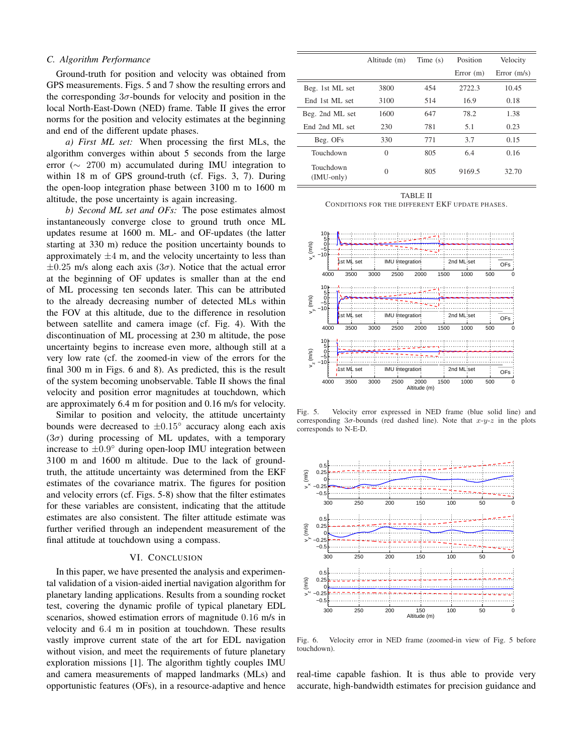### C. Algorithm Performance

Ground-truth for position and velocity was obtained from GPS measurements. Figs. 5 and 7 show the resulting errors and the corresponding $3\sigma$-bounds for velocity and position in the local North-East-Down (NED) frame. Table II gives the error norms for the position and velocity estimates at the beginning and end of the different update phases.

*a) First ML set:* When processing the first MLs, the algorithm converges within about 5 seconds from the large error ($\sim$ 2700 m) accumulated during IMU integration to within 18 m of GPS ground-truth (cf. Figs. 3, 7). During the open-loop integration phase between 3100 m to 1600 m altitude, the pose uncertainty is again increasing.

*b) Second ML set and OFs:* The pose estimates almost instantaneously converge close to ground truth once ML updates resume at 1600 m. ML- and OF-updates (the latter starting at 330 m) reduce the position uncertainty bounds to approximately $\pm 4$ m, and the velocity uncertainty to less than $\pm 0.25$ m/s along each axis ($3\sigma$). Notice that the actual error at the beginning of OF updates is smaller than at the end of ML processing ten seconds later. This can be attributed to the already decreasing number of detected MLs within the FOV at this altitude, due to the difference in resolution between satellite and camera image (cf. Fig. 4). With the discontinuation of ML processing at 230 m altitude, the pose uncertainty begins to increase even more, although still at a very low rate (cf. the zoomed-in view of the errors for the final 300 m in Figs. 6 and 8). As predicted, this is the result of the system becoming unobservable. Table II shows the final velocity and position error magnitudes at touchdown, which are approximately 6.4 m for position and 0.16 m/s for velocity.

Similar to position and velocity, the attitude uncertainty bounds were decreased to $\pm 0.15^\circ$ accuracy along each axis ($3\sigma$) during processing of ML updates, with a temporary increase to $\pm 0.9^\circ$ during open-loop IMU integration between 3100 m and 1600 m altitude. Due to the lack of ground-truth, the attitude uncertainty was determined from the EKF estimates of the covariance matrix. The figures for position and velocity errors (cf. Figs. 5-8) show that the filter estimates for these variables are consistent, indicating that the attitude estimates are also consistent. The filter attitude estimate was further verified through an independent measurement of the final attitude at touchdown using a compass.

## VI. Conclusion

In this paper, we have presented the analysis and experimental validation of a vision-aided inertial navigation algorithm for planetary landing applications. Results from a sounding rocket test, covering the dynamic profile of typical planetary EDL scenarios, showed estimation errors of magnitude 0.16 m/s in velocity and 6.4 m in position at touchdown. These results vastly improve current state of the art for EDL navigation without vision, and meet the requirements of future planetary exploration missions [1]. The algorithm tightly couples IMU and camera measurements of mapped landmarks (MLs) and opportunistic features (OFs), in a resource-adaptive and hence real-time capable fashion. It is thus able to provide very accurate, high-bandwidth estimates for precision guidance and

| | Altitude (m) | Time (s) | Position Error (m) | Velocity Error (m/s) |
|---|---|---|---|---|
| Beg. 1st ML set | 3800 | 454 | 2722.3 | 10.45 |
| End 1st ML set | 3100 | 514 | 16.9 | 0.18 |
| Beg. 2nd ML set | 1600 | 647 | 78.2 | 1.38 |
| End 2nd ML set | 230 | 781 | 5.1 | 0.23 |
| Beg. OFs | 330 | 771 | 3.7 | 0.15 |
| Touchdown | 0 | 805 | 6.4 | 0.16 |
| Touchdown (IMU-only) | 0 | 805 | 9169.5 | 32.70 |

TABLE II
CONDITIONS FOR THE DIFFERENT EKF UPDATE PHASES.

Fig. 5. Velocity error expressed in NED frame (blue solid line) and corresponding $3\sigma$-bounds (red dashed line). Note that $x$-$y$-$z$ in the plots corresponds to N-E-D.

Fig. 6. Velocity error in NED frame (zoomed-in view of Fig. 5 before touchdown).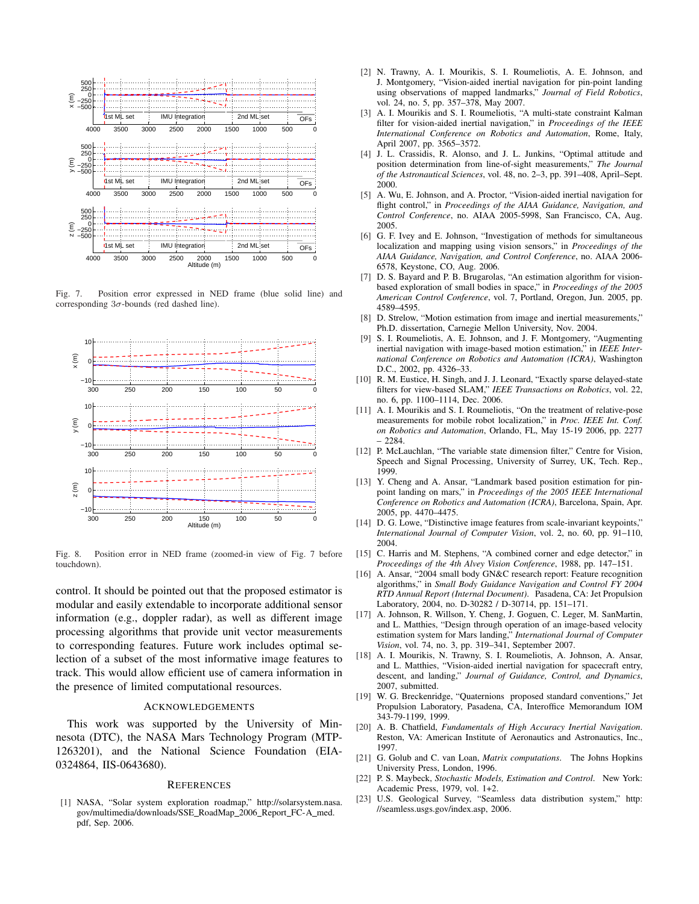x (m)
500
250
0
−250
−500
1st ML set
IMU Integration
2nd ML set
OFs
4000 3500 3000 2500 2000 1500 1000 500 0

y (m)
500
250
0
−250
−500
1st ML set
IMU Integration
2nd ML set
OFs
4000 3500 3000 2500 2000 1500 1000 500 0

z (m)
500
250
0
−250
−500
1st ML set
IMU Integration
2nd ML set
OFs
4000 3500 3000 2500 2000 1500 1000 500 0
Altitude (m)

Fig. 7. Position error expressed in NED frame (blue solid line) and corresponding $3\sigma$-bounds (red dashed line).

x (m)
10
0
−10
300 250 200 150 100 50 0

y (m)
10
0
−10
300 250 200 150 100 50 0

z (m)
10
0
−10
300 250 200 150 100 50 0
Altitude (m)

Fig. 8. Position error in NED frame (zoomed-in view of Fig. 7 before touchdown).

control. It should be pointed out that the proposed estimator is modular and easily extendable to incorporate additional sensor information (e.g., doppler radar), as well as different image processing algorithms that provide unit vector measurements to corresponding features. Future work includes optimal selection of a subset of the most informative image features to track. This would allow efficient use of camera information in the presence of limited computational resources.

## Acknowledgements

This work was supported by the University of Minnesota (DTC), the NASA Mars Technology Program (MTP-1263201), and the National Science Foundation (EIA-0324864, IIS-0643680).

## References

[1] NASA, "Solar system exploration roadmap," http://solarsystem.nasa.gov/multimedia/downloads/SSE_RoadMap_2006_Report_FC-A_med.pdf, Sep. 2006.

[2] N. Trawny, A. I. Mourikis, S. I. Roumeliotis, A. E. Johnson, and J. Montgomery, "Vision-aided inertial navigation for pin-point landing using observations of mapped landmarks," *Journal of Field Robotics*, vol. 24, no. 5, pp. 357–378, May 2007.

[3] A. I. Mourikis and S. I. Roumeliotis, "A multi-state constraint Kalman filter for vision-aided inertial navigation," in *Proceedings of the IEEE International Conference on Robotics and Automation*, Rome, Italy, April 2007, pp. 3565–3572.

[4] J. L. Crassidis, R. Alonso, and J. L. Junkins, "Optimal attitude and position determination from line-of-sight measurements," *The Journal of the Astronautical Sciences*, vol. 48, no. 2–3, pp. 391–408, April–Sept. 2000.

[5] A. Wu, E. Johnson, and A. Proctor, "Vision-aided inertial navigation for flight control," in *Proceedings of the AIAA Guidance, Navigation, and Control Conference*, no. AIAA 2005-5998, San Francisco, CA, Aug. 2005.

[6] G. F. Ivey and E. Johnson, "Investigation of methods for simultaneous localization and mapping using vision sensors," in *Proceedings of the AIAA Guidance, Navigation, and Control Conference*, no. AIAA 2006-6578, Keystone, CO, Aug. 2006.

[7] D. S. Bayard and P. B. Brugarolas, "An estimation algorithm for vision-based exploration of small bodies in space," in *Proceedings of the 2005 American Control Conference*, vol. 7, Portland, Oregon, Jun. 2005, pp. 4589–4595.

[8] D. Strelow, "Motion estimation from image and inertial measurements," Ph.D. dissertation, Carnegie Mellon University, Nov. 2004.

[9] S. I. Roumeliotis, A. E. Johnson, and J. F. Montgomery, "Augmenting inertial navigation with image-based motion estimation," in *IEEE International Conference on Robotics and Automation (ICRA)*, Washington D.C., 2002, pp. 4326–33.

[10] R. M. Eustice, H. Singh, and J. J. Leonard, "Exactly sparse delayed-state filters for view-based SLAM," *IEEE Transactions on Robotics*, vol. 22, no. 6, pp. 1100–1114, Dec. 2006.

[11] A. I. Mourikis and S. I. Roumeliotis, "On the treatment of relative-pose measurements for mobile robot localization," in *Proc. IEEE Int. Conf. on Robotics and Automation*, Orlando, FL, May 15-19 2006, pp. 2277 – 2284.

[12] P. McLauchlan, "The variable state dimension filter," Centre for Vision, Speech and Signal Processing, University of Surrey, UK, Tech. Rep., 1999.

[13] Y. Cheng and A. Ansar, "Landmark based position estimation for pinpoint landing on mars," in *Proceedings of the 2005 IEEE International Conference on Robotics and Automation (ICRA)*, Barcelona, Spain, Apr. 2005, pp. 4470–4475.

[14] D. G. Lowe, "Distinctive image features from scale-invariant keypoints," *International Journal of Computer Vision*, vol. 2, no. 60, pp. 91–110, 2004.

[15] C. Harris and M. Stephens, "A combined corner and edge detector," in *Proceedings of the 4th Alvey Vision Conference*, 1988, pp. 147–151.

[16] A. Ansar, "2004 small body GN&C research report: Feature recognition algorithms," in *Small Body Guidance Navigation and Control FY 2004 RTD Annual Report (Internal Document)*. Pasadena, CA: Jet Propulsion Laboratory, 2004, no. D-30282 / D-30714, pp. 151–171.

[17] A. Johnson, R. Willson, Y. Cheng, J. Goguen, C. Leger, M. SanMartin, and L. Matthies, "Design through operation of an image-based velocity estimation system for Mars landing," *International Journal of Computer Vision*, vol. 74, no. 3, pp. 319–341, September 2007.

[18] A. I. Mourikis, N. Trawny, S. I. Roumeliotis, A. Johnson, A. Ansar, and L. Matthies, "Vision-aided inertial navigation for spacecraft entry, descent, and landing," *Journal of Guidance, Control, and Dynamics*, 2007, submitted.

[19] W. G. Breckenridge, "Quaternions proposed standard conventions," Jet Propulsion Laboratory, Pasadena, CA, Interoffice Memorandum IOM 343-79-1199, 1999.

[20] A. B. Chatfield, *Fundamentals of High Accuracy Inertial Navigation*. Reston, VA: American Institute of Aeronautics and Astronautics, Inc., 1997.

[21] G. Golub and C. van Loan, *Matrix computations*. The Johns Hopkins University Press, London, 1996.

[22] P. S. Maybeck, *Stochastic Models, Estimation and Control*. New York: Academic Press, 1979, vol. 1+2.

[23] U.S. Geological Survey, "Seamless data distribution system," http://seamless.usgs.gov/index.asp, 2006.